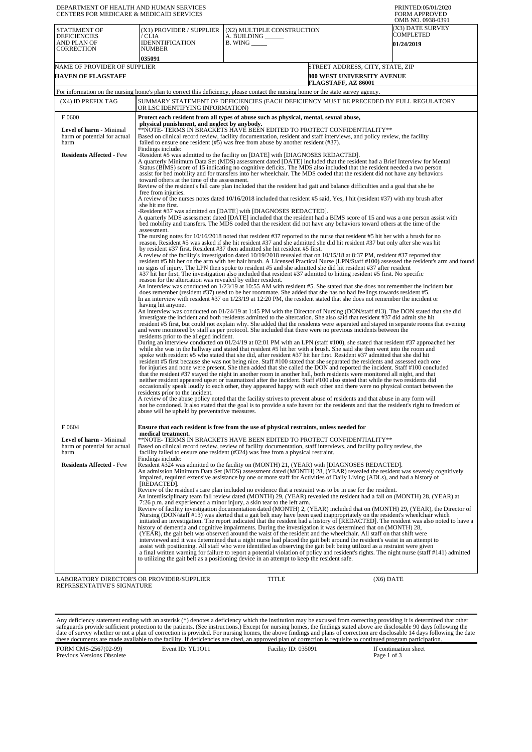DEPARTMENT OF HEALTH AND HUMAN SERVICES
CENTERS FOR MEDICARE & MEDICAID SERVICES

PRINTED:05/01/2020
FORM APPROVED
OMB NO. 0938-0391

| STATEMENT OF DEFICIENCIES AND PLAN OF CORRECTION | (X1) PROVIDER / SUPPLIER / CLIA IDENNTIFICATION NUMBER | (X2) MULTIPLE CONSTRUCTION A. BUILDING ______ B. WING _____ | (X3) DATE SURVEY COMPLETED |
|---|---|---|---|
| | 035091 | | 01/24/2019 |

| NAME OF PROVIDER OF SUPPLIER | STREET ADDRESS, CITY, STATE, ZIP |
|---|---|
| HAVEN OF FLAGSTAFF | 800 WEST UNIVERSITY AVENUE FLAGSTAFF, AZ 86001 |

For information on the nursing home's plan to correct this deficiency, please contact the nursing home or the state survey agency.

| (X4) ID PREFIX TAG | SUMMARY STATEMENT OF DEFICIENCIES (EACH DEFICIENCY MUST BE PRECEDED BY FULL REGULATORY OR LSC IDENTIFYING INFORMATION) |
|---|---|
| F 0600<br><br>**Level of harm** - Minimal harm or potential for actual harm<br><br>**Residents Affected** - Few | **Protect each resident from all types of abuse such as physical, mental, sexual abuse, physical punishment, and neglect by anybody.**<br>**NOTE- TERMS IN BRACKETS HAVE BEEN EDITED TO PROTECT CONFIDENTIALITY**<br>Based on clinical record review, facility documentation, resident and staff interviews, and policy review, the facility failed to ensure one resident (#5) was free from abuse by another resident (#37).<br>Findings include:<br>-Resident #5 was admitted to the facility on [DATE] with [DIAGNOSES REDACTED].<br>A quarterly Minimum Data Set (MDS) assessment dated [DATE] included that the resident had a Brief Interview for Mental Status (BIMS) score of 15 indicating no cognitive deficits. The MDS also included that the resident needed a two person assist for bed mobility and for transfers into her wheelchair. The MDS coded that the resident did not have any behaviors toward others at the time of the assessment.<br>Review of the resident's fall care plan included that the resident had gait and balance difficulties and a goal that she be free from injuries.<br>A review of the nurses notes dated 10/16/2018 included that resident #5 said, Yes, I hit (resident #37) with my brush after she hit me first.<br>-Resident #37 was admitted on [DATE] with [DIAGNOSES REDACTED].<br>A quarterly MDS assessment dated [DATE] included that the resident had a BIMS score of 15 and was a one person assist with bed mobility and transfers. The MDS coded that the resident did not have any behaviors toward others at the time of the assessment.<br>The nursing notes for 10/16/2018 noted that resident #37 reported to the nurse that resident #5 hit her with a brush for no reason. Resident #5 was asked if she hit resident #37 and she admitted she did hit resident #37 but only after she was hit by resident #37 first. Resident #37 then admitted she hit resident #5 first.<br>A review of the facility's investigation dated 10/19/2018 revealed that on 10/15/18 at 8:37 PM, resident #37 reported that resident #5 hit her on the arm with her hair brush. A Licensed Practical Nurse (LPN/Staff #100) assessed the resident's arm and found no signs of injury. The LPN then spoke to resident #5 and she admitted she did hit resident #37 after resident #37 hit her first. The investigation also included that resident #37 admitted to hitting resident #5 first. No specific reason for the altercation was revealed by either resident.<br>An interview was conducted on 1/23/19 at 10:55 AM with resident #5. She stated that she does not remember the incident but does remember (resident #37) used to be her roommate. She added that she has no bad feelings towards resident #5.<br>In an interview with resident #37 on 1/23/19 at 12:20 PM, the resident stated that she does not remember the incident or having hit anyone.<br>An interview was conducted on 01/24/19 at 1:45 PM with the Director of Nursing (DON/staff #13). The DON stated that she did investigate the incident and both residents admitted to the altercation. She also said that resident #37 did admit she hit resident #5 first, but could not explain why. She added that the residents were separated and stayed in separate rooms that evening and were monitored by staff as per protocol. She included that there were no previous incidents between the residents prior to the alleged incident.<br>During an interview conducted on 01/24/19 at 02:01 PM with an LPN (staff #100), she stated that resident #37 approached her while she was in the hallway and stated that resident #5 hit her with a brush. She said she then went into the room and spoke with resident #5 who stated that she did, after resident #37 hit her first. Resident #37 admitted that she did hit resident #5 first because she was not being nice. Staff #100 stated that she separated the residents and assessed each one for injuries and none were present. She then added that she called the DON and reported the incident. Staff #100 concluded that the resident #37 stayed the night in another room in another hall, both residents were monitored all night, and that neither resident appeared upset or traumatized after the incident. Staff #100 also stated that while the two residents did occasionally speak loudly to each other, they appeared happy with each other and there were no physical contact between the residents prior to the incident.<br>A review of the abuse policy noted that the facility strives to prevent abuse of residents and that abuse in any form will not be condoned. It also stated that the goal is to provide a safe haven for the residents and that the resident's right to freedom of abuse will be upheld by preventative measures. |
| F 0604<br><br>**Level of harm** - Minimal harm or potential for actual harm<br><br>**Residents Affected** - Few | **Ensure that each resident is free from the use of physical restraints, unless needed for medical treatment.**<br>**NOTE- TERMS IN BRACKETS HAVE BEEN EDITED TO PROTECT CONFIDENTIALITY**<br>Based on clinical record review, review of facility documentation, staff interviews, and facility policy review, the facility failed to ensure one resident (#324) was free from a physical restraint.<br>Findings include:<br>Resident #324 was admitted to the facility on (MONTH) 21, (YEAR) with [DIAGNOSES REDACTED].<br>An admission Minimum Data Set (MDS) assessment dated (MONTH) 28, (YEAR) revealed the resident was severely cognitively impaired, required extensive assistance by one or more staff for Activities of Daily Living (ADLs), and had a history of [REDACTED].<br>Review of the resident's care plan included no evidence that a restraint was to be in use for the resident.<br>An interdisciplinary team fall review dated (MONTH) 29, (YEAR) revealed the resident had a fall on (MONTH) 28, (YEAR) at 7:26 p.m. and experienced a minor injury, a skin tear to the left arm.<br>Review of facility investigation documentation dated (MONTH) 2, (YEAR) included that on (MONTH) 29, (YEAR), the Director of Nursing (DON/staff #13) was alerted that a gait belt may have been used inappropriately on the resident's wheelchair which initiated an investigation. The report indicated that the resident had a history of [REDACTED]. The resident was also noted to have a history of dementia and cognitive impairments. During the investigation it was determined that on (MONTH) 28, (YEAR), the gait belt was observed around the waist of the resident and the wheelchair. All staff on that shift were interviewed and it was determined that a night nurse had placed the gait belt around the resident's waist in an attempt to assist with positioning. All staff who were identified as observing the gait belt being utilized as a restraint were given a final written warning for failure to report a potential violation of policy and resident's rights. The night nurse (staff #141) admitted to utilizing the gait belt as a positioning device in an attempt to keep the resident safe. |

LABORATORY DIRECTOR'S OR PROVIDER/SUPPLIER REPRESENTATIVE'S SIGNATURE | TITLE | (X6) DATE

Any deficiency statement ending with an asterisk (*) denotes a deficiency which the institution may be excused from correcting providing it is determined that other safeguards provide sufficient protection to the patients. (See instructions.) Except for nursing homes, the findings stated above are disclosable 90 days following the date of survey whether or not a plan of correction is provided. For nursing homes, the above findings and plans of correction are disclosable 14 days following the date these documents are made available to the facility. If deficiencies are cited, an approved plan of correction is requisite to continued program participation.

FORM CMS-2567(02-99) Previous Versions Obsolete | Event ID: YL1O11 | Facility ID: 035091 | If continuation sheet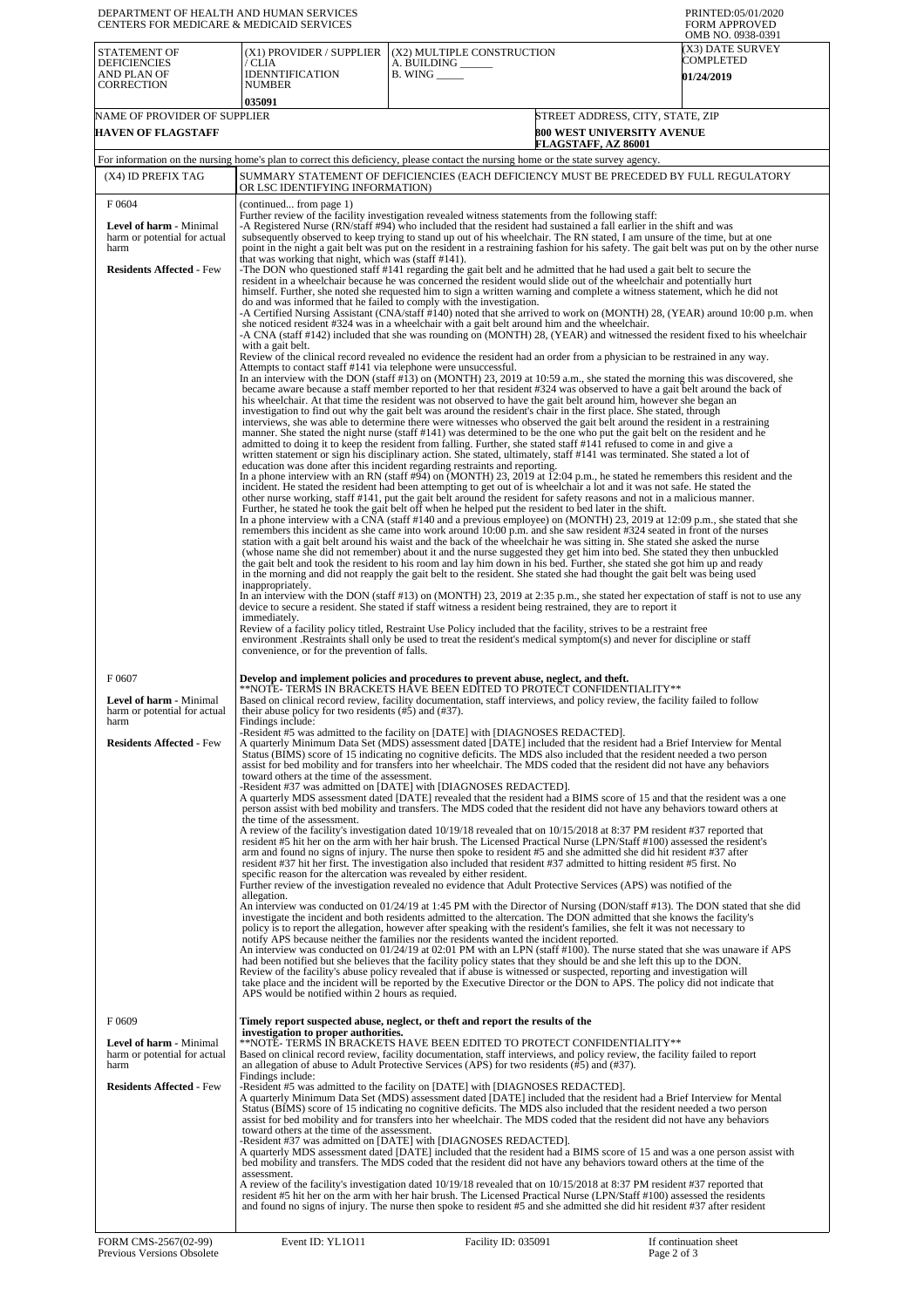DEPARTMENT OF HEALTH AND HUMAN SERVICES
CENTERS FOR MEDICARE & MEDICAID SERVICES

PRINTED:05/01/2020
FORM APPROVED
OMB NO. 0938-0391

| STATEMENT OF DEFICIENCIES AND PLAN OF CORRECTION | (X1) PROVIDER / SUPPLIER / CLIA IDENNTIFICATION NUMBER | (X2) MULTIPLE CONSTRUCTION A. BUILDING ______ B. WING _____ | (X3) DATE SURVEY COMPLETED |
|---|---|---|---|
| | 035091 | | 01/24/2019 |

| NAME OF PROVIDER OF SUPPLIER | STREET ADDRESS, CITY, STATE, ZIP |
|---|---|
| HAVEN OF FLAGSTAFF | 800 WEST UNIVERSITY AVENUE FLAGSTAFF, AZ 86001 |

For information on the nursing home's plan to correct this deficiency, please contact the nursing home or the state survey agency.

| (X4) ID PREFIX TAG | SUMMARY STATEMENT OF DEFICIENCIES (EACH DEFICIENCY MUST BE PRECEDED BY FULL REGULATORY OR LSC IDENTIFYING INFORMATION) |
|---|---|
| F 0604<br><br>**Level of harm** - Minimal harm or potential for actual harm<br><br>**Residents Affected** - Few | (continued... from page 1)<br>Further review of the facility investigation revealed witness statements from the following staff:<br>-A Registered Nurse (RN/staff #94) who included that the resident had sustained a fall earlier in the shift and was subsequently observed to keep trying to stand up out of his wheelchair. The RN stated, I am unsure of the time, but at one point in the night a gait belt was put on the resident in a restraining fashion for his safety. The gait belt was put on by the other nurse that was working that night, which was (staff #141).<br>-The DON who questioned staff #141 regarding the gait belt and he admitted that he had used a gait belt to secure the resident in a wheelchair because he was concerned the resident would slide out of the wheelchair and potentially hurt himself. Further, she noted she requested him to sign a written warning and complete a witness statement, which he did not do and was informed that he failed to comply with the investigation.<br>-A Certified Nursing Assistant (CNA/staff #140) noted that she arrived to work on (MONTH) 28, (YEAR) around 10:00 p.m. when she noticed resident #324 was in a wheelchair with a gait belt around him and the wheelchair.<br>-A CNA (staff #142) included that she was rounding on (MONTH) 28, (YEAR) and witnessed the resident fixed to his wheelchair with a gait belt.<br>Review of the clinical record revealed no evidence the resident had an order from a physician to be restrained in any way.<br>Attempts to contact staff #141 via telephone were unsuccessful.<br>In an interview with the DON (staff #13) on (MONTH) 23, 2019 at 10:59 a.m., she stated the morning this was discovered, she became aware because a staff member reported to her that resident #324 was observed to have a gait belt around the back of his wheelchair. At that time the resident was not observed to have the gait belt around him, however she began an investigation to find out why the gait belt was around the resident's chair in the first place. She stated, through interviews, she was able to determine there were witnesses who observed the gait belt around the resident in a restraining manner. She stated the night nurse (staff #141) was determined to be the one who put the gait belt on the resident and he admitted to doing it to keep the resident from falling. Further, she stated staff #141 refused to come in and give a written statement or sign his disciplinary action. She stated, ultimately, staff #141 was terminated. She stated a lot of education was done after this incident regarding restraints and reporting.<br>In a phone interview with an RN (staff #94) on (MONTH) 23, 2019 at 12:04 p.m., he stated he remembers this resident and the incident. He stated the resident had been attempting to get out of is wheelchair a lot and it was not safe. He stated the other nurse working, staff #141, put the gait belt around the resident for safety reasons and not in a malicious manner. Further, he stated he took the gait belt off when he helped put the resident to bed later in the shift.<br>In a phone interview with a CNA (staff #140 and a previous employee) on (MONTH) 23, 2019 at 12:09 p.m., she stated that she remembers this incident as she came into work around 10:00 p.m. and she saw resident #324 seated in front of the nurses station with a gait belt around his waist and the back of the wheelchair he was sitting in. She stated she asked the nurse (whose name she did not remember) about it and the nurse suggested they get him into bed. She stated they then unbuckled the gait belt and took the resident to his room and lay him down in his bed. Further, she stated she got him up and ready in the morning and did not reapply the gait belt to the resident. She stated she had thought the gait belt was being used inappropriately.<br>In an interview with the DON (staff #13) on (MONTH) 23, 2019 at 2:35 p.m., she stated her expectation of staff is not to use any device to secure a resident. She stated if staff witness a resident being restrained, they are to report it immediately.<br>Review of a facility policy titled, Restraint Use Policy included that the facility, strives to be a restraint free environment .Restraints shall only be used to treat the resident's medical symptom(s) and never for discipline or staff convenience, or for the prevention of falls. |
| F 0607<br><br>**Level of harm** - Minimal harm or potential for actual harm<br><br>**Residents Affected** - Few | **Develop and implement policies and procedures to prevent abuse, neglect, and theft.**<br>\*\*NOTE- TERMS IN BRACKETS HAVE BEEN EDITED TO PROTECT CONFIDENTIALITY\*\*<br>Based on clinical record review, facility documentation, staff interviews, and policy review, the facility failed to follow their abuse policy for two residents (#5) and (#37).<br>Findings include:<br>-Resident #5 was admitted to the facility on [DATE] with [DIAGNOSES REDACTED].<br>A quarterly Minimum Data Set (MDS) assessment dated [DATE] included that the resident had a Brief Interview for Mental Status (BIMS) score of 15 indicating no cognitive deficits. The MDS also included that the resident needed a two person assist for bed mobility and for transfers into her wheelchair. The MDS coded that the resident did not have any behaviors toward others at the time of the assessment.<br>-Resident #37 was admitted on [DATE] with [DIAGNOSES REDACTED].<br>A quarterly MDS assessment dated [DATE] revealed that the resident had a BIMS score of 15 and that the resident was a one person assist with bed mobility and transfers. The MDS coded that the resident did not have any behaviors toward others at the time of the assessment.<br>A review of the facility's investigation dated 10/19/18 revealed that on 10/15/2018 at 8:37 PM resident #37 reported that resident #5 hit her on the arm with her hair brush. The Licensed Practical Nurse (LPN/Staff #100) assessed the resident's arm and found no signs of injury. The nurse then spoke to resident #5 and she admitted she did hit resident #37 after resident #37 hit her first. The investigation also included that resident #37 admitted to hitting resident #5 first. No specific reason for the altercation was revealed by either resident.<br>Further review of the investigation revealed no evidence that Adult Protective Services (APS) was notified of the allegation.<br>An interview was conducted on 01/24/19 at 1:45 PM with the Director of Nursing (DON/staff #13). The DON stated that she did investigate the incident and both residents admitted to the altercation. The DON admitted that she knows the facility's policy is to report the allegation, however after speaking with the resident's families, she felt it was not necessary to notify APS because neither the families nor the residents wanted the incident reported.<br>An interview was conducted on 01/24/19 at 02:01 PM with an LPN (staff #100). The nurse stated that she was unaware if APS had been notified but she believes that the facility policy states that they should be and she left this up to the DON.<br>Review of the facility's abuse policy revealed that if abuse is witnessed or suspected, reporting and investigation will take place and the incident will be reported by the Executive Director or the DON to APS. The policy did not indicate that APS would be notified within 2 hours as requied. |
| F 0609<br><br>**Level of harm** - Minimal harm or potential for actual harm<br><br>**Residents Affected** - Few | **Timely report suspected abuse, neglect, or theft and report the results of the investigation to proper authorities.**<br>\*\*NOTE- TERMS IN BRACKETS HAVE BEEN EDITED TO PROTECT CONFIDENTIALITY\*\*<br>Based on clinical record review, facility documentation, staff interviews, and policy review, the facility failed to report an allegation of abuse to Adult Protective Services (APS) for two residents (#5) and (#37).<br>Findings include:<br>-Resident #5 was admitted to the facility on [DATE] with [DIAGNOSES REDACTED].<br>A quarterly Minimum Data Set (MDS) assessment dated [DATE] included that the resident had a Brief Interview for Mental Status (BIMS) score of 15 indicating no cognitive deficits. The MDS also included that the resident needed a two person assist for bed mobility and for transfers into her wheelchair. The MDS coded that the resident did not have any behaviors toward others at the time of the assessment.<br>-Resident #37 was admitted on [DATE] with [DIAGNOSES REDACTED].<br>A quarterly MDS assessment dated [DATE] included that the resident had a BIMS score of 15 and was a one person assist with bed mobility and transfers. The MDS coded that the resident did not have any behaviors toward others at the time of the assessment.<br>A review of the facility's investigation dated 10/19/18 revealed that on 10/15/2018 at 8:37 PM resident #37 reported that resident #5 hit her on the arm with her hair brush. The Licensed Practical Nurse (LPN/Staff #100) assessed the residents and found no signs of injury. The nurse then spoke to resident #5 and she admitted she did hit resident #37 after resident |

FORM CMS-2567(02-99) Previous Versions Obsolete | Event ID: YL1O11 | Facility ID: 035091 | If continuation sheet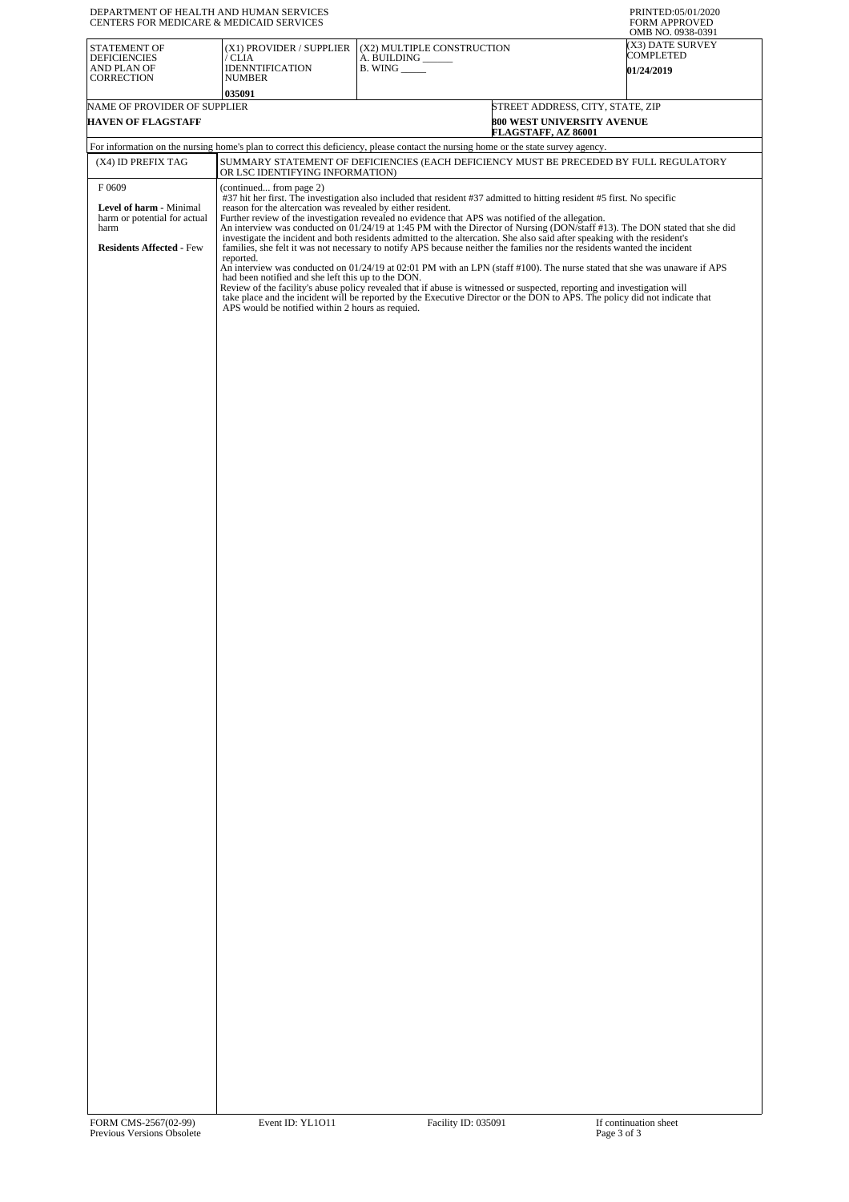DEPARTMENT OF HEALTH AND HUMAN SERVICES
CENTERS FOR MEDICARE & MEDICAID SERVICES

PRINTED:05/01/2020
FORM APPROVED
OMB NO. 0938-0391

| STATEMENT OF DEFICIENCIES AND PLAN OF CORRECTION | (X1) PROVIDER / SUPPLIER / CLIA IDENNTIFICATION NUMBER | (X2) MULTIPLE CONSTRUCTION | (X3) DATE SURVEY COMPLETED |
|---|---|---|---|
| | 035091 | A. BUILDING ______ B. WING _____ | 01/24/2019 |

| NAME OF PROVIDER OF SUPPLIER | STREET ADDRESS, CITY, STATE, ZIP |
|---|---|
| HAVEN OF FLAGSTAFF | 800 WEST UNIVERSITY AVENUE FLAGSTAFF, AZ 86001 |

For information on the nursing home's plan to correct this deficiency, please contact the nursing home or the state survey agency.

| (X4) ID PREFIX TAG | SUMMARY STATEMENT OF DEFICIENCIES (EACH DEFICIENCY MUST BE PRECEDED BY FULL REGULATORY OR LSC IDENTIFYING INFORMATION) |
|---|---|
| F 0609 **Level of harm** - Minimal harm or potential for actual harm **Residents Affected** - Few | (continued... from page 2) #37 hit her first. The investigation also included that resident #37 admitted to hitting resident #5 first. No specific reason for the altercation was revealed by either resident. Further review of the investigation revealed no evidence that APS was notified of the allegation. An interview was conducted on 01/24/19 at 1:45 PM with the Director of Nursing (DON/staff #13). The DON stated that she did investigate the incident and both residents admitted to the altercation. She also said after speaking with the resident's families, she felt it was not necessary to notify APS because neither the families nor the residents wanted the incident reported. An interview was conducted on 01/24/19 at 02:01 PM with an LPN (staff #100). The nurse stated that she was unaware if APS had been notified and she left this up to the DON. Review of the facility's abuse policy revealed that if abuse is witnessed or suspected, reporting and investigation will take place and the incident will be reported by the Executive Director or the DON to APS. The policy did not indicate that APS would be notified within 2 hours as requied. |

FORM CMS-2567(02-99) Previous Versions Obsolete | Event ID: YL1O11 | Facility ID: 035091 | If continuation sheet